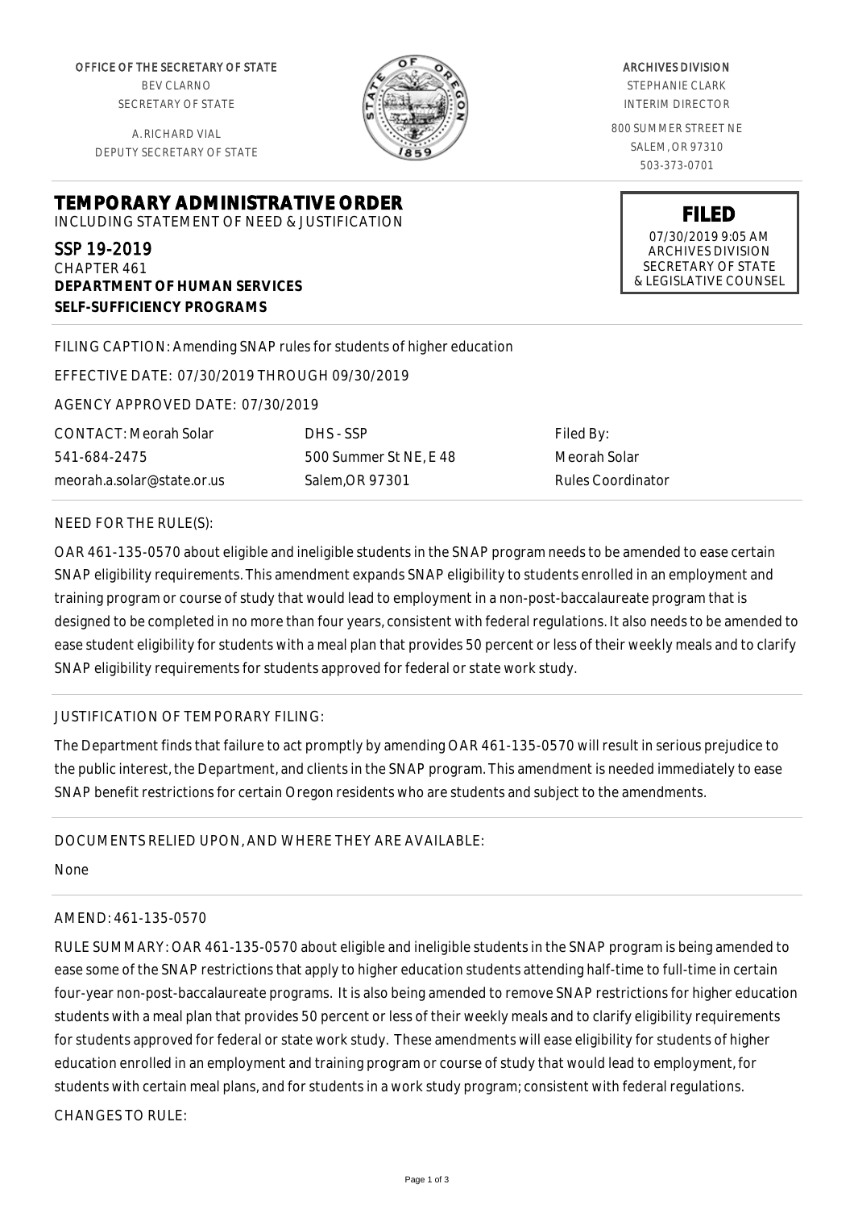OFFICE OF THE SECRETARY OF STATE
BEV CLARNO
SECRETARY OF STATE

A. RICHARD VIAL
DEPUTY SECRETARY OF STATE

ARCHIVES DIVISION
STEPHANIE CLARK
INTERIM DIRECTOR

800 SUMMER STREET NE
SALEM, OR 97310
503-373-0701

**FILED**
07/30/2019 9:05 AM
ARCHIVES DIVISION
SECRETARY OF STATE
& LEGISLATIVE COUNSEL

# TEMPORARY ADMINISTRATIVE ORDER

INCLUDING STATEMENT OF NEED & JUSTIFICATION

## SSP 19-2019

CHAPTER 461
**DEPARTMENT OF HUMAN SERVICES**
**SELF-SUFFICIENCY PROGRAMS**

FILING CAPTION: Amending SNAP rules for students of higher education

EFFECTIVE DATE: 07/30/2019 THROUGH 09/30/2019

AGENCY APPROVED DATE: 07/30/2019

| CONTACT: Meorah Solar | DHS - SSP | Filed By: |
|---|---|---|
| 541-684-2475 | 500 Summer St NE, E 48 | Meorah Solar |
| meorah.a.solar@state.or.us | Salem,OR 97301 | Rules Coordinator |

NEED FOR THE RULE(S):

OAR 461-135-0570 about eligible and ineligible students in the SNAP program needs to be amended to ease certain SNAP eligibility requirements. This amendment expands SNAP eligibility to students enrolled in an employment and training program or course of study that would lead to employment in a non-post-baccalaureate program that is designed to be completed in no more than four years, consistent with federal regulations. It also needs to be amended to ease student eligibility for students with a meal plan that provides 50 percent or less of their weekly meals and to clarify SNAP eligibility requirements for students approved for federal or state work study.

JUSTIFICATION OF TEMPORARY FILING:

The Department finds that failure to act promptly by amending OAR 461-135-0570 will result in serious prejudice to the public interest, the Department, and clients in the SNAP program. This amendment is needed immediately to ease SNAP benefit restrictions for certain Oregon residents who are students and subject to the amendments.

DOCUMENTS RELIED UPON, AND WHERE THEY ARE AVAILABLE:

None

AMEND: 461-135-0570

RULE SUMMARY: OAR 461-135-0570 about eligible and ineligible students in the SNAP program is being amended to ease some of the SNAP restrictions that apply to higher education students attending half-time to full-time in certain four-year non-post-baccalaureate programs. It is also being amended to remove SNAP restrictions for higher education students with a meal plan that provides 50 percent or less of their weekly meals and to clarify eligibility requirements for students approved for federal or state work study. These amendments will ease eligibility for students of higher education enrolled in an employment and training program or course of study that would lead to employment, for students with certain meal plans, and for students in a work study program; consistent with federal regulations.

CHANGES TO RULE: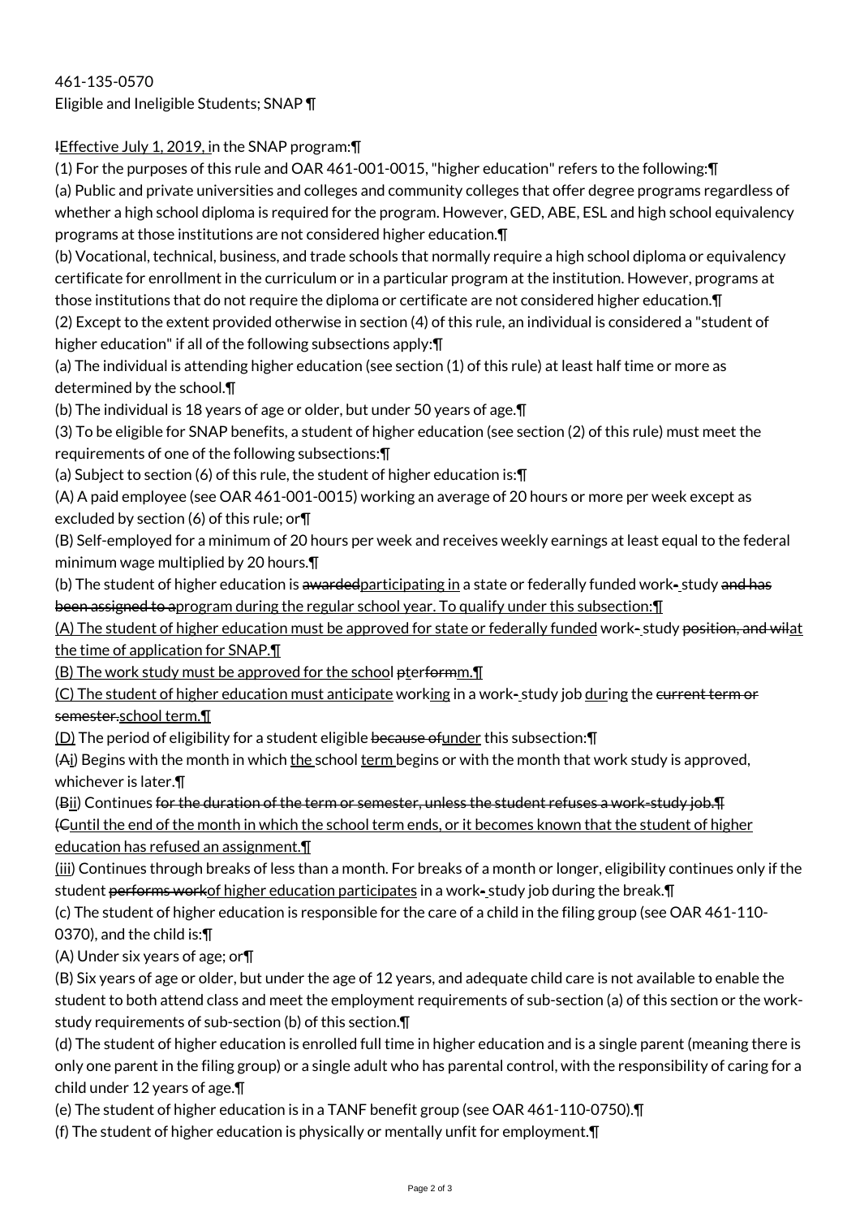461-135-0570
Eligible and Ineligible Students; SNAP ¶

IEffective July 1, 2019, in the SNAP program:¶

(1) For the purposes of this rule and OAR 461-001-0015, "higher education" refers to the following:¶

(a) Public and private universities and colleges and community colleges that offer degree programs regardless of whether a high school diploma is required for the program. However, GED, ABE, ESL and high school equivalency programs at those institutions are not considered higher education.¶

(b) Vocational, technical, business, and trade schools that normally require a high school diploma or equivalency certificate for enrollment in the curriculum or in a particular program at the institution. However, programs at those institutions that do not require the diploma or certificate are not considered higher education.¶

(2) Except to the extent provided otherwise in section (4) of this rule, an individual is considered a "student of higher education" if all of the following subsections apply:¶

(a) The individual is attending higher education (see section (1) of this rule) at least half time or more as determined by the school.¶

(b) The individual is 18 years of age or older, but under 50 years of age.¶

(3) To be eligible for SNAP benefits, a student of higher education (see section (2) of this rule) must meet the requirements of one of the following subsections:¶

(a) Subject to section (6) of this rule, the student of higher education is:¶

(A) A paid employee (see OAR 461-001-0015) working an average of 20 hours or more per week except as excluded by section (6) of this rule; or¶

(B) Self-employed for a minimum of 20 hours per week and receives weekly earnings at least equal to the federal minimum wage multiplied by 20 hours.¶

(b) The student of higher education is ~~awarded~~participating in a state or federally funded work- study ~~and has been assigned to a~~program during the regular school year. To qualify under this subsection:¶

(A) The student of higher education must be approved for state or federally funded work- study ~~position, and wil~~at the time of application for SNAP.¶

(B) The work study must be approved for the school ~~p~~ter~~form~~m.¶

(C) The student of higher education must anticipate working in a work- study job during the ~~current term or semester.~~school term.¶

(D) The period of eligibility for a student eligible ~~because of~~under this subsection:¶

(~~A~~i) Begins with the month in which the school term begins or with the month that work study is approved, whichever is later.¶

(~~B~~ii) Continues ~~for the duration of the term or semester, unless the student refuses a work-study job.¶~~
~~(C~~until the end of the month in which the school term ends, or it becomes known that the student of higher education has refused an assignment.¶

(iii) Continues through breaks of less than a month. For breaks of a month or longer, eligibility continues only if the student ~~performs work~~of higher education participates in a work- study job during the break.¶

(c) The student of higher education is responsible for the care of a child in the filing group (see OAR 461-110-0370), and the child is:¶

(A) Under six years of age; or¶

(B) Six years of age or older, but under the age of 12 years, and adequate child care is not available to enable the student to both attend class and meet the employment requirements of sub-section (a) of this section or the work-study requirements of sub-section (b) of this section.¶

(d) The student of higher education is enrolled full time in higher education and is a single parent (meaning there is only one parent in the filing group) or a single adult who has parental control, with the responsibility of caring for a child under 12 years of age.¶

(e) The student of higher education is in a TANF benefit group (see OAR 461-110-0750).¶

(f) The student of higher education is physically or mentally unfit for employment.¶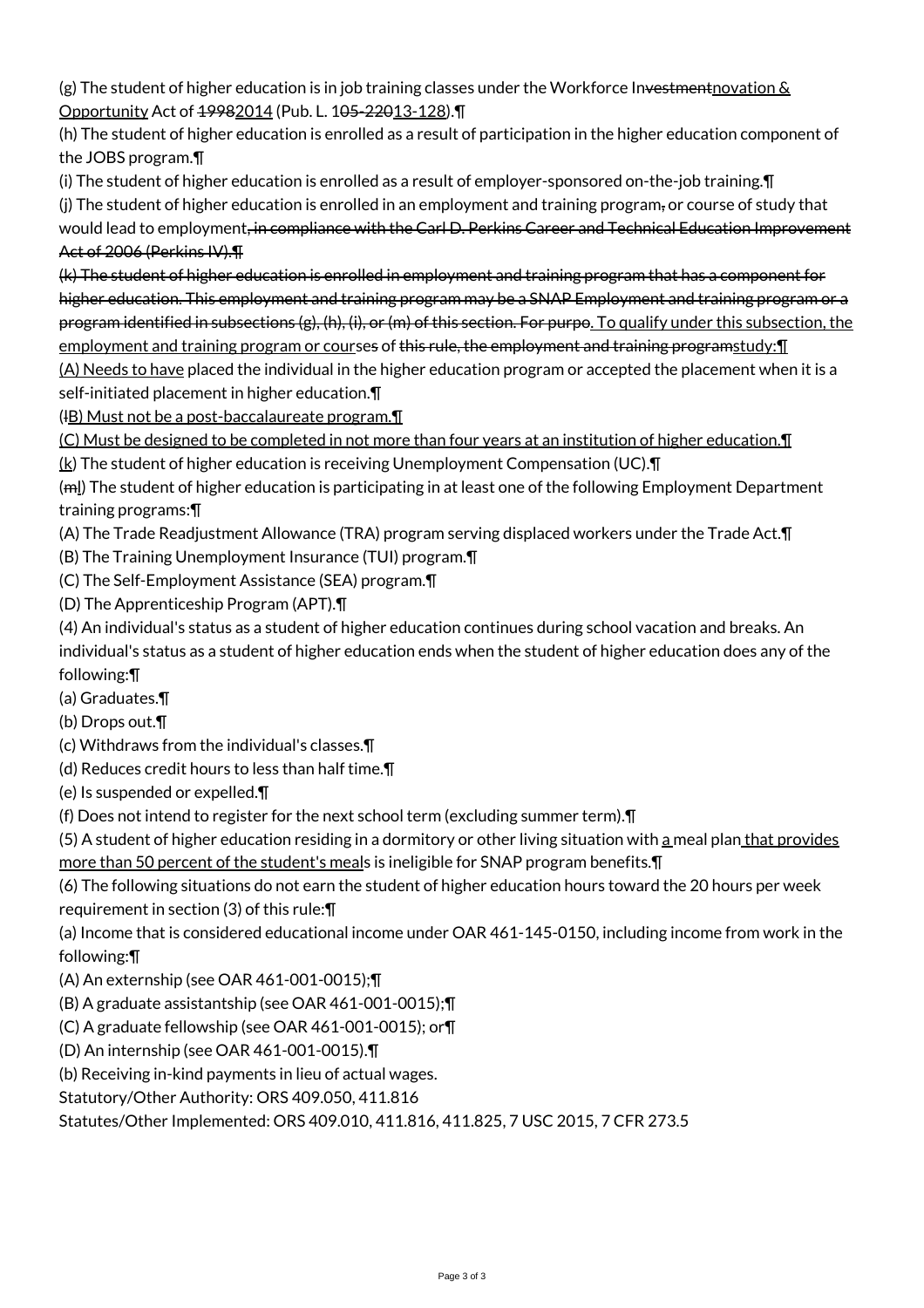(g) The student of higher education is in job training classes under the Workforce In~~vestment~~<u>novation & Opportunity</u> Act of ~~1998~~<u>2014</u> (Pub. L. 1~~05-220~~<u>13-128</u>).¶

(h) The student of higher education is enrolled as a result of participation in the higher education component of the JOBS program.¶

(i) The student of higher education is enrolled as a result of employer-sponsored on-the-job training.¶

(j) The student of higher education is enrolled in an employment and training program~~,~~ or course of study that would lead to employment~~, in compliance with the Carl D. Perkins Career and Technical Education Improvement Act of 2006 (Perkins IV).¶~~

~~(k) The student of higher education is enrolled in employment and training program that has a component for higher education. This employment and training program may be a SNAP Employment and training program or a program identified in subsections (g), (h), (i), or (m) of this section. For purpo~~<u>. To qualify under this subsection, the employment and training program or cours</u>~~es~~ of ~~this rule, the employment and training program~~<u>study:¶</u>

<u>(A) Needs to have</u> placed the individual in the higher education program or accepted the placement when it is a self-initiated placement in higher education.¶

(~~I~~<u>B) Must not be a post-baccalaureate program.¶</u>

<u>(C) Must be designed to be completed in not more than four years at an institution of higher education.¶</u>

(<u>k</u>) The student of higher education is receiving Unemployment Compensation (UC).¶

(~~m~~<u>l</u>) The student of higher education is participating in at least one of the following Employment Department training programs:¶

(A) The Trade Readjustment Allowance (TRA) program serving displaced workers under the Trade Act.¶

(B) The Training Unemployment Insurance (TUI) program.¶

(C) The Self-Employment Assistance (SEA) program.¶

(D) The Apprenticeship Program (APT).¶

(4) An individual's status as a student of higher education continues during school vacation and breaks. An individual's status as a student of higher education ends when the student of higher education does any of the following:¶

(a) Graduates.¶

(b) Drops out.¶

(c) Withdraws from the individual's classes.¶

(d) Reduces credit hours to less than half time.¶

(e) Is suspended or expelled.¶

(f) Does not intend to register for the next school term (excluding summer term).¶

(5) A student of higher education residing in a dormitory or other living situation with <u>a</u> meal plan <u>that provides more than 50 percent of the student's meal</u>s is ineligible for SNAP program benefits.¶

(6) The following situations do not earn the student of higher education hours toward the 20 hours per week requirement in section (3) of this rule:¶

(a) Income that is considered educational income under OAR 461-145-0150, including income from work in the following:¶

(A) An externship (see OAR 461-001-0015);¶

(B) A graduate assistantship (see OAR 461-001-0015);¶

(C) A graduate fellowship (see OAR 461-001-0015); or¶

(D) An internship (see OAR 461-001-0015).¶

(b) Receiving in-kind payments in lieu of actual wages.

Statutory/Other Authority: ORS 409.050, 411.816

Statutes/Other Implemented: ORS 409.010, 411.816, 411.825, 7 USC 2015, 7 CFR 273.5